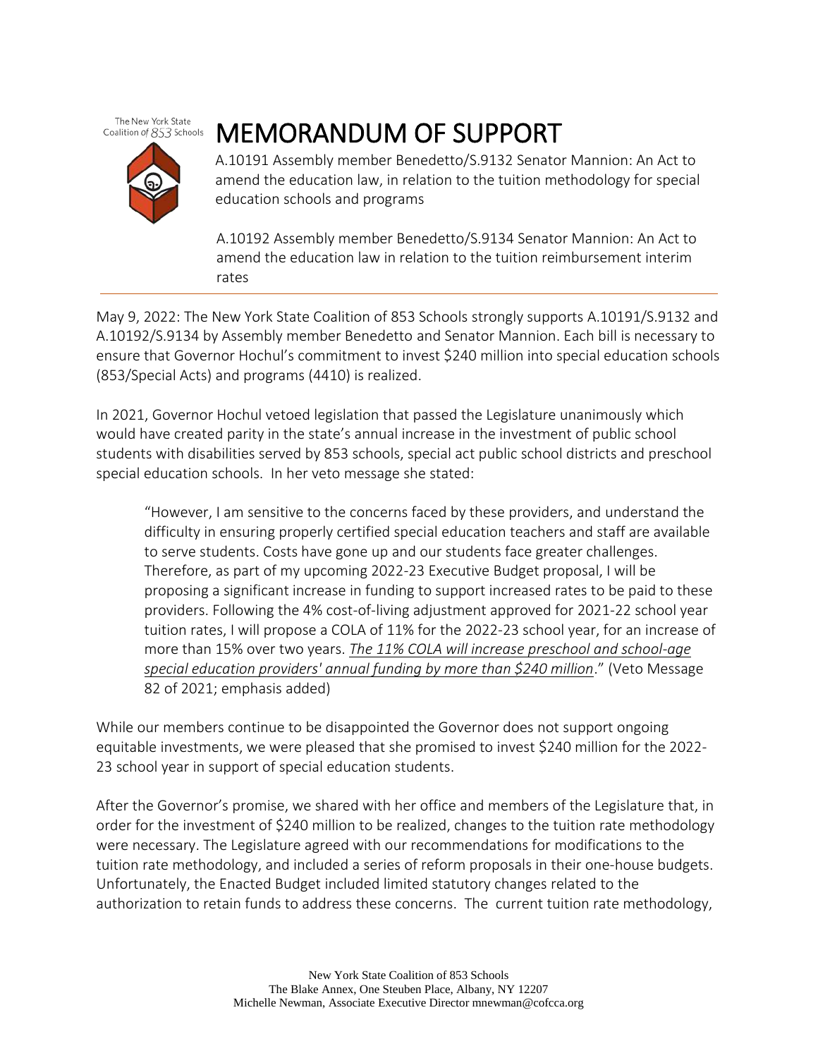The New York State Coalition of 853 Schools

# MEMORANDUM OF SUPPORT

A.10191 Assembly member Benedetto/S.9132 Senator Mannion: An Act to amend the education law, in relation to the tuition methodology for special education schools and programs

A.10192 Assembly member Benedetto/S.9134 Senator Mannion: An Act to amend the education law in relation to the tuition reimbursement interim rates

---

May 9, 2022: The New York State Coalition of 853 Schools strongly supports A.10191/S.9132 and A.10192/S.9134 by Assembly member Benedetto and Senator Mannion. Each bill is necessary to ensure that Governor Hochul's commitment to invest $240 million into special education schools (853/Special Acts) and programs (4410) is realized.

In 2021, Governor Hochul vetoed legislation that passed the Legislature unanimously which would have created parity in the state's annual increase in the investment of public school students with disabilities served by 853 schools, special act public school districts and preschool special education schools. In her veto message she stated:

> "However, I am sensitive to the concerns faced by these providers, and understand the difficulty in ensuring properly certified special education teachers and staff are available to serve students. Costs have gone up and our students face greater challenges. Therefore, as part of my upcoming 2022-23 Executive Budget proposal, I will be proposing a significant increase in funding to support increased rates to be paid to these providers. Following the 4% cost-of-living adjustment approved for 2021-22 school year tuition rates, I will propose a COLA of 11% for the 2022-23 school year, for an increase of more than 15% over two years. *The 11% COLA will increase preschool and school-age special education providers' annual funding by more than $240 million*." (Veto Message 82 of 2021; emphasis added)

While our members continue to be disappointed the Governor does not support ongoing equitable investments, we were pleased that she promised to invest $240 million for the 2022-23 school year in support of special education students.

After the Governor's promise, we shared with her office and members of the Legislature that, in order for the investment of $240 million to be realized, changes to the tuition rate methodology were necessary. The Legislature agreed with our recommendations for modifications to the tuition rate methodology, and included a series of reform proposals in their one-house budgets. Unfortunately, the Enacted Budget included limited statutory changes related to the authorization to retain funds to address these concerns. The current tuition rate methodology,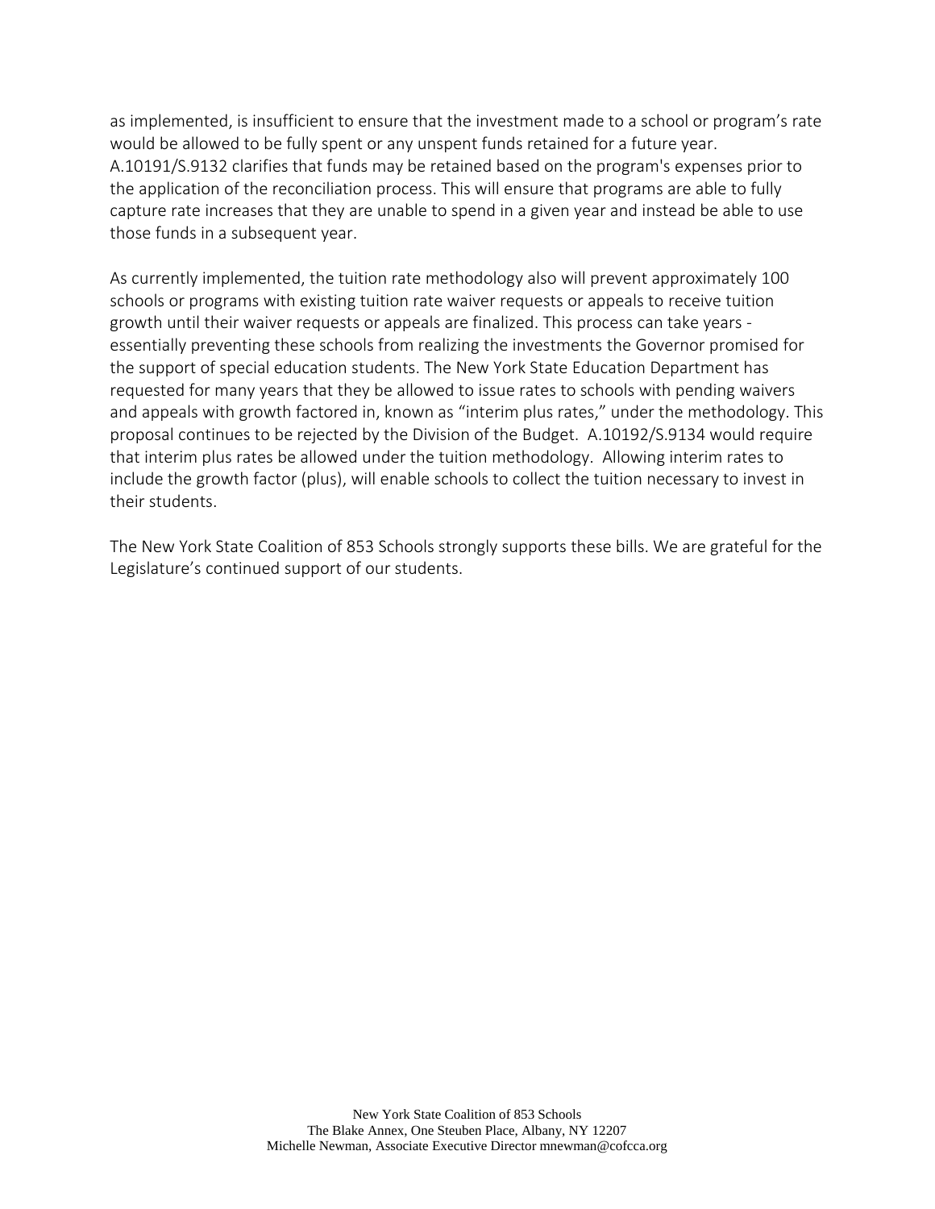as implemented, is insufficient to ensure that the investment made to a school or program's rate would be allowed to be fully spent or any unspent funds retained for a future year. A.10191/S.9132 clarifies that funds may be retained based on the program's expenses prior to the application of the reconciliation process. This will ensure that programs are able to fully capture rate increases that they are unable to spend in a given year and instead be able to use those funds in a subsequent year.

As currently implemented, the tuition rate methodology also will prevent approximately 100 schools or programs with existing tuition rate waiver requests or appeals to receive tuition growth until their waiver requests or appeals are finalized. This process can take years - essentially preventing these schools from realizing the investments the Governor promised for the support of special education students. The New York State Education Department has requested for many years that they be allowed to issue rates to schools with pending waivers and appeals with growth factored in, known as "interim plus rates," under the methodology. This proposal continues to be rejected by the Division of the Budget. A.10192/S.9134 would require that interim plus rates be allowed under the tuition methodology. Allowing interim rates to include the growth factor (plus), will enable schools to collect the tuition necessary to invest in their students.

The New York State Coalition of 853 Schools strongly supports these bills. We are grateful for the Legislature's continued support of our students.

New York State Coalition of 853 Schools
The Blake Annex, One Steuben Place, Albany, NY 12207
Michelle Newman, Associate Executive Director mnewman@cofcca.org